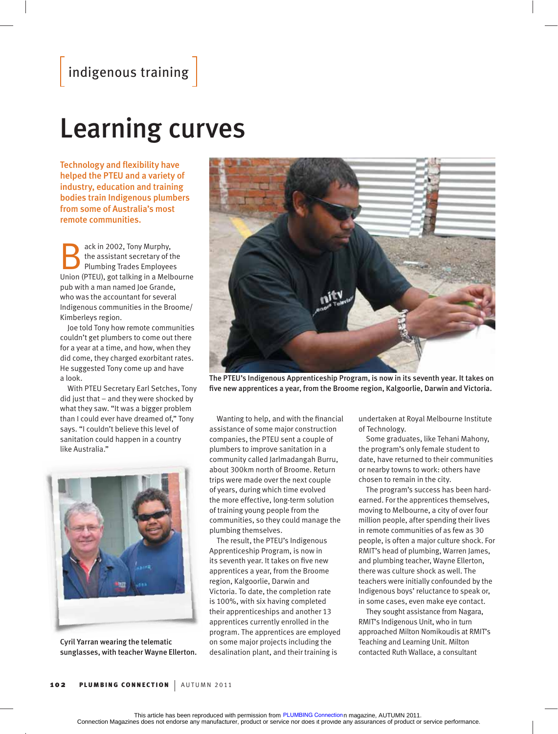indigenous training

# Learning curves

**Technology and flexibility have helped the PTEU and a variety of industry, education and training bodies train Indigenous plumbers from some of Australia's most remote communities.**

Back in 2002, Tony Murphy, the assistant secretary of the Plumbing Trades Employees Union (PTEU), got talking in a Melbourne pub with a man named Joe Grande, who was the accountant for several Indigenous communities in the Broome/ Kimberleys region.

Joe told Tony how remote communities couldn't get plumbers to come out there for a year at a time, and how, when they did come, they charged exorbitant rates. He suggested Tony come up and have a look.

With PTEU Secretary Earl Setches, Tony did just that – and they were shocked by what they saw. "It was a bigger problem than I could ever have dreamed of," Tony says. "I couldn't believe this level of sanitation could happen in a country like Australia."

Cyril Yarran wearing the telematic sunglasses, with teacher Wayne Ellerton.

The PTEU's Indigenous Apprenticeship Program, is now in its seventh year. It takes on five new apprentices a year, from the Broome region, Kalgoorlie, Darwin and Victoria.

Wanting to help, and with the financial assistance of some major construction companies, the PTEU sent a couple of plumbers to improve sanitation in a community called Jarlmadangah Burru, about 300km north of Broome. Return trips were made over the next couple of years, during which time evolved the more effective, long-term solution of training young people from the communities, so they could manage the plumbing themselves.

The result, the PTEU's Indigenous Apprenticeship Program, is now in its seventh year. It takes on five new apprentices a year, from the Broome region, Kalgoorlie, Darwin and Victoria. To date, the completion rate is 100%, with six having completed their apprenticeships and another 13 apprentices currently enrolled in the program. The apprentices are employed on some major projects including the desalination plant, and their training is undertaken at Royal Melbourne Institute of Technology.

Some graduates, like Tehani Mahony, the program's only female student to date, have returned to their communities or nearby towns to work: others have chosen to remain in the city.

The program's success has been hard-earned. For the apprentices themselves, moving to Melbourne, a city of over four million people, after spending their lives in remote communities of as few as 30 people, is often a major culture shock. For RMIT's head of plumbing, Warren James, and plumbing teacher, Wayne Ellerton, there was culture shock as well. The teachers were initially confounded by the Indigenous boys' reluctance to speak or, in some cases, even make eye contact.

They sought assistance from Nagara, RMIT's Indigenous Unit, who in turn approached Milton Nomikoudis at RMIT's Teaching and Learning Unit. Milton contacted Ruth Wallace, a consultant

This article has been reproduced with permission from PLUMBING Connection magazine, AUTUMN 2011.
Connection Magazines does not endorse any manufacturer, product or service nor does it provide any assurances of product or service performance.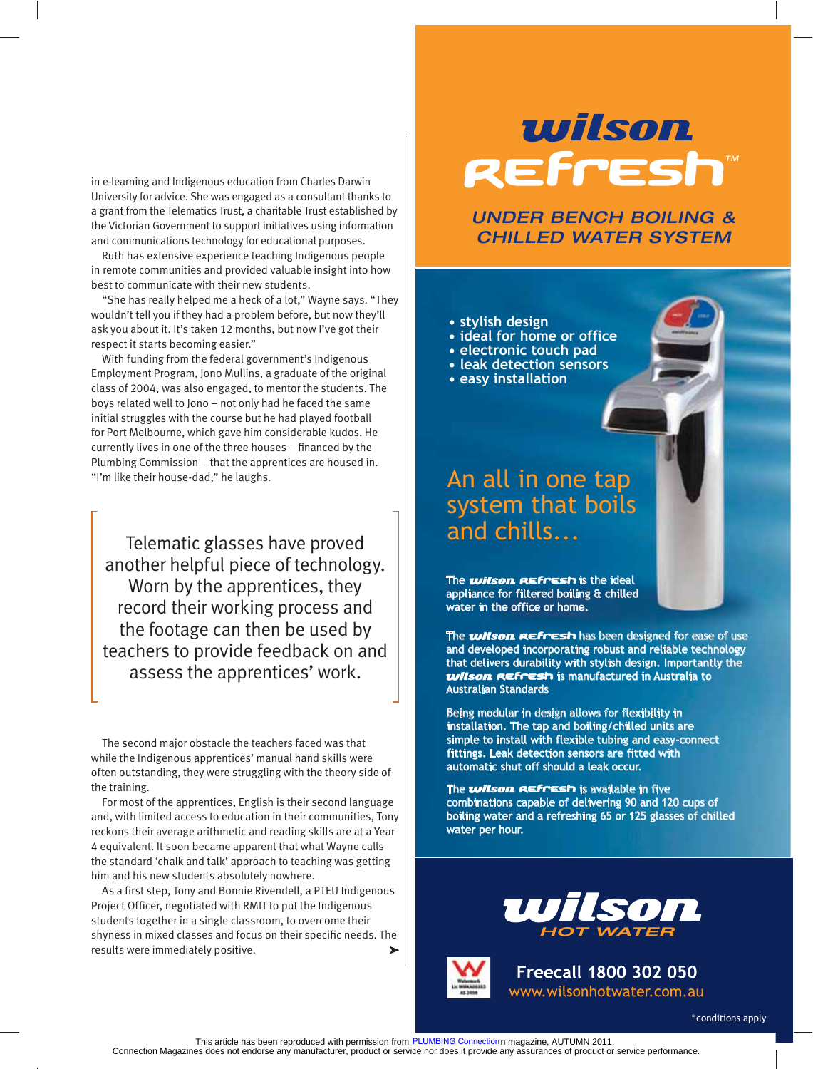in e-learning and Indigenous education from Charles Darwin University for advice. She was engaged as a consultant thanks to a grant from the Telematics Trust, a charitable Trust established by the Victorian Government to support initiatives using information and communications technology for educational purposes.

Ruth has extensive experience teaching Indigenous people in remote communities and provided valuable insight into how best to communicate with their new students.

"She has really helped me a heck of a lot," Wayne says. "They wouldn't tell you if they had a problem before, but now they'll ask you about it. It's taken 12 months, but now I've got their respect it starts becoming easier."

With funding from the federal government's Indigenous Employment Program, Jono Mullins, a graduate of the original class of 2004, was also engaged, to mentor the students. The boys related well to Jono – not only had he faced the same initial struggles with the course but he had played football for Port Melbourne, which gave him considerable kudos. He currently lives in one of the three houses – financed by the Plumbing Commission – that the apprentices are housed in. "I'm like their house-dad," he laughs.

> Telematic glasses have proved another helpful piece of technology. Worn by the apprentices, they record their working process and the footage can then be used by teachers to provide feedback on and assess the apprentices' work.

The second major obstacle the teachers faced was that while the Indigenous apprentices' manual hand skills were often outstanding, they were struggling with the theory side of the training.

For most of the apprentices, English is their second language and, with limited access to education in their communities, Tony reckons their average arithmetic and reading skills are at a Year 4 equivalent. It soon became apparent that what Wayne calls the standard 'chalk and talk' approach to teaching was getting him and his new students absolutely nowhere.

As a first step, Tony and Bonnie Rivendell, a PTEU Indigenous Project Officer, negotiated with RMIT to put the Indigenous students together in a single classroom, to overcome their shyness in mixed classes and focus on their specific needs. The results were immediately positive. ➤

# wilson Refresh™

## UNDER BENCH BOILING & CHILLED WATER SYSTEM

- stylish design
- ideal for home or office
- electronic touch pad
- leak detection sensors
- easy installation

## An all in one tap system that boils and chills...

The **wilson Refresh** is the ideal appliance for filtered boiling & chilled water in the office or home.

The **wilson Refresh** has been designed for ease of use and developed incorporating robust and reliable technology that delivers durability with stylish design. Importantly the **wilson Refresh** is manufactured in Australia to Australian Standards

Being modular in design allows for flexibility in installation. The tap and boiling/chilled units are simple to install with flexible tubing and easy-connect fittings. Leak detection sensors are fitted with automatic shut off should a leak occur.

The **wilson Refresh** is available in five combinations capable of delivering 90 and 120 cups of boiling water and a refreshing 65 or 125 glasses of chilled water per hour.

**wilson HOT WATER**

Freecall 1800 302 050
www.wilsonhotwater.com.au

*conditions apply

This article has been reproduced with permission from PLUMBING Connection magazine, AUTUMN 2011.
Connection Magazines does not endorse any manufacturer, product or service nor does it provide any assurances of product or service performance.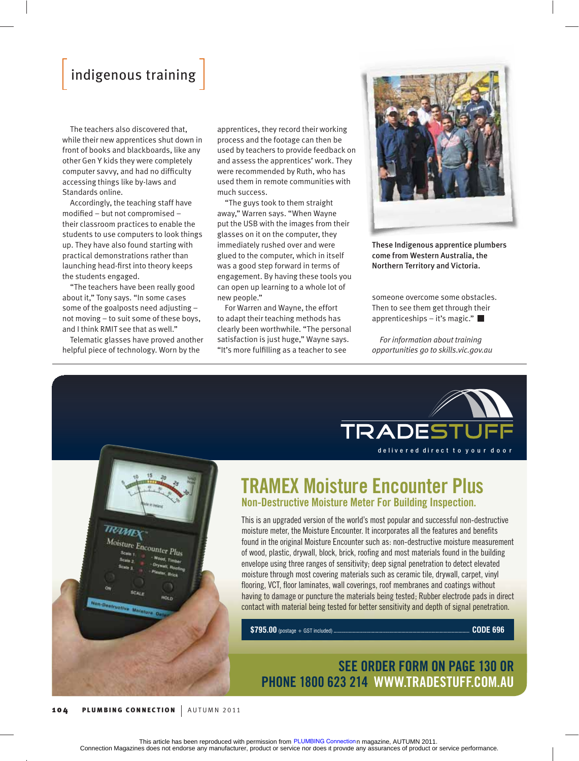The teachers also discovered that, while their new apprentices shut down in front of books and blackboards, like any other Gen Y kids they were completely computer savvy, and had no difficulty accessing things like by-laws and Standards online.

Accordingly, the teaching staff have modified – but not compromised – their classroom practices to enable the students to use computers to look things up. They have also found starting with practical demonstrations rather than launching head-first into theory keeps the students engaged.

"The teachers have been really good about it," Tony says. "In some cases some of the goalposts need adjusting – not moving – to suit some of these boys, and I think RMIT see that as well."

Telematic glasses have proved another helpful piece of technology. Worn by the apprentices, they record their working process and the footage can then be used by teachers to provide feedback on and assess the apprentices' work. They were recommended by Ruth, who has used them in remote communities with much success.

"The guys took to them straight away," Warren says. "When Wayne put the USB with the images from their glasses on it on the computer, they immediately rushed over and were glued to the computer, which in itself was a good step forward in terms of engagement. By having these tools you can open up learning to a whole lot of new people."

For Warren and Wayne, the effort to adapt their teaching methods has clearly been worthwhile. "The personal satisfaction is just huge," Wayne says. "It's more fulfilling as a teacher to see someone overcome some obstacles. Then to see them get through their apprenticeships – it's magic."

**These Indigenous apprentice plumbers come from Western Australia, the Northern Territory and Victoria.**

*For information about training opportunities go to skills.vic.gov.au*

---

TRADESTUFF
delivered direct to your door

## TRAMEX Moisture Encounter Plus

### Non-Destructive Moisture Meter For Building Inspection.

This is an upgraded version of the world's most popular and successful non-destructive moisture meter, the Moisture Encounter. It incorporates all the features and benefits found in the original Moisture Encounter such as: non-destructive moisture measurement of wood, plastic, drywall, block, brick, roofing and most materials found in the building envelope using three ranges of sensitivity; deep signal penetration to detect elevated moisture through most covering materials such as ceramic tile, drywall, carpet, vinyl flooring, VCT, floor laminates, wall coverings, roof membranes and coatings without having to damage or puncture the materials being tested; Rubber electrode pads in direct contact with material being tested for better sensitivity and depth of signal penetration.

**$795.00** (postage + GST included) ........ **CODE 696**

**SEE ORDER FORM ON PAGE 130 OR PHONE 1800 623 214 WWW.TRADESTUFF.COM.AU**

This article has been reproduced with permission from PLUMBING Connection magazine, AUTUMN 2011.
Connection Magazines does not endorse any manufacturer, product or service nor does it provide any assurances of product or service performance.